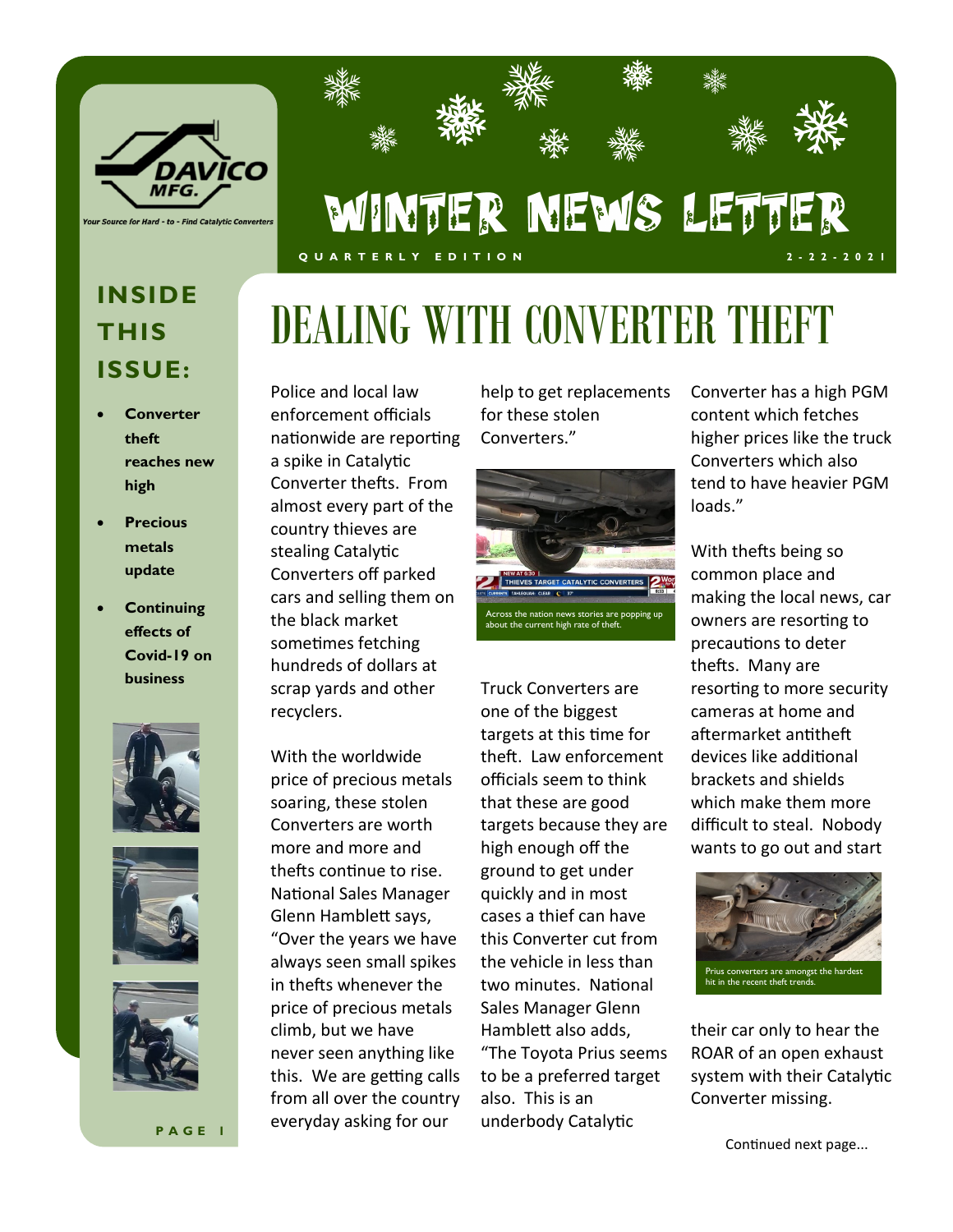DAVICO MFG.

*Your Source for Hard - to - Find Catalytic Converters*

# WINTER NEWS LETTER

QUARTERLY EDITION — 2-22-2021

## INSIDE THIS ISSUE:

- **Converter theft reaches new high**
- **Precious metals update**
- **Continuing effects of Covid-19 on business**

# DEALING WITH CONVERTER THEFT

Police and local law enforcement officials nationwide are reporting a spike in Catalytic Converter thefts. From almost every part of the country thieves are stealing Catalytic Converters off parked cars and selling them on the black market sometimes fetching hundreds of dollars at scrap yards and other recyclers.

With the worldwide price of precious metals soaring, these stolen Converters are worth more and more and thefts continue to rise. National Sales Manager Glenn Hamblett says, "Over the years we have always seen small spikes in thefts whenever the price of precious metals climb, but we have never seen anything like this. We are getting calls from all over the country everyday asking for our help to get replacements for these stolen Converters."

Across the nation news stories are popping up about the current high rate of theft.

Truck Converters are one of the biggest targets at this time for theft. Law enforcement officials seem to think that these are good targets because they are high enough off the ground to get under quickly and in most cases a thief can have this Converter cut from the vehicle in less than two minutes. National Sales Manager Glenn Hamblett also adds, "The Toyota Prius seems to be a preferred target also. This is an underbody Catalytic Converter has a high PGM content which fetches higher prices like the truck Converters which also tend to have heavier PGM loads."

With thefts being so common place and making the local news, car owners are resorting to precautions to deter thefts. Many are resorting to more security cameras at home and aftermarket antitheft devices like additional brackets and shields which make them more difficult to steal. Nobody wants to go out and start their car only to hear the ROAR of an open exhaust system with their Catalytic Converter missing.

Prius converters are amongst the hardest hit in the recent theft trends.

Continued next page...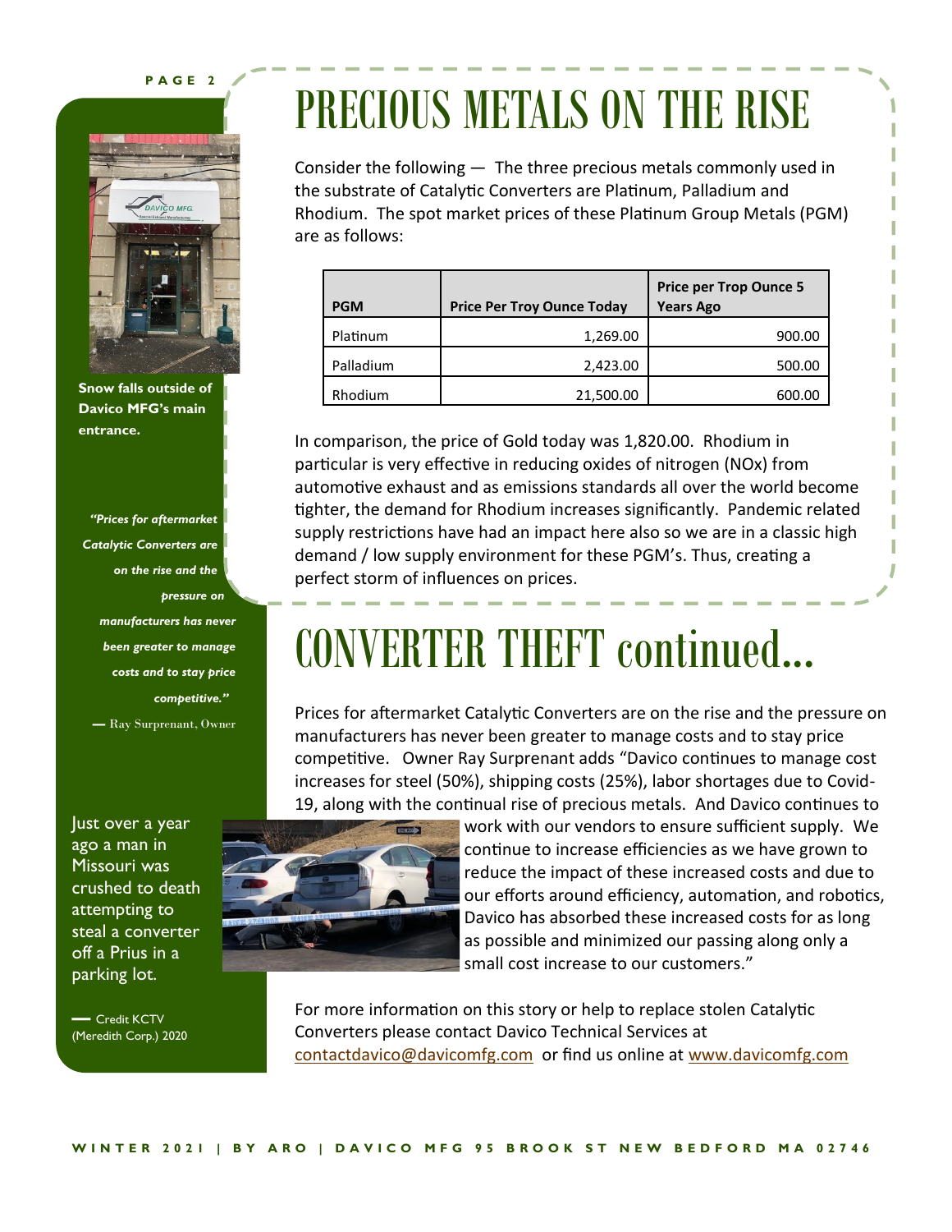Snow falls outside of Davico MFG's main entrance.

*"Prices for aftermarket Catalytic Converters are on the rise and the pressure on manufacturers has never been greater to manage costs and to stay price competitive."*

— Ray Surprenant, Owner

# PRECIOUS METALS ON THE RISE

Consider the following — The three precious metals commonly used in the substrate of Catalytic Converters are Platinum, Palladium and Rhodium. The spot market prices of these Platinum Group Metals (PGM) are as follows:

| PGM | Price Per Troy Ounce Today | Price per Trop Ounce 5 Years Ago |
|---|---|---|
| Platinum | 1,269.00 | 900.00 |
| Palladium | 2,423.00 | 500.00 |
| Rhodium | 21,500.00 | 600.00 |

In comparison, the price of Gold today was 1,820.00. Rhodium in particular is very effective in reducing oxides of nitrogen (NOx) from automotive exhaust and as emissions standards all over the world become tighter, the demand for Rhodium increases significantly. Pandemic related supply restrictions have had an impact here also so we are in a classic high demand / low supply environment for these PGM's. Thus, creating a perfect storm of influences on prices.

# CONVERTER THEFT continued...

Prices for aftermarket Catalytic Converters are on the rise and the pressure on manufacturers has never been greater to manage costs and to stay price competitive. Owner Ray Surprenant adds "Davico continues to manage cost increases for steel (50%), shipping costs (25%), labor shortages due to Covid-19, along with the continual rise of precious metals. And Davico continues to work with our vendors to ensure sufficient supply. We continue to increase efficiencies as we have grown to reduce the impact of these increased costs and due to our efforts around efficiency, automation, and robotics, Davico has absorbed these increased costs for as long as possible and minimized our passing along only a small cost increase to our customers."

Just over a year ago a man in Missouri was crushed to death attempting to steal a converter off a Prius in a parking lot.

— Credit KCTV (Meredith Corp.) 2020

For more information on this story or help to replace stolen Catalytic Converters please contact Davico Technical Services at [contactdavico@davicomfg.com](mailto:contactdavico@davicomfg.com) or find us online at [www.davicomfg.com](http://www.davicomfg.com)